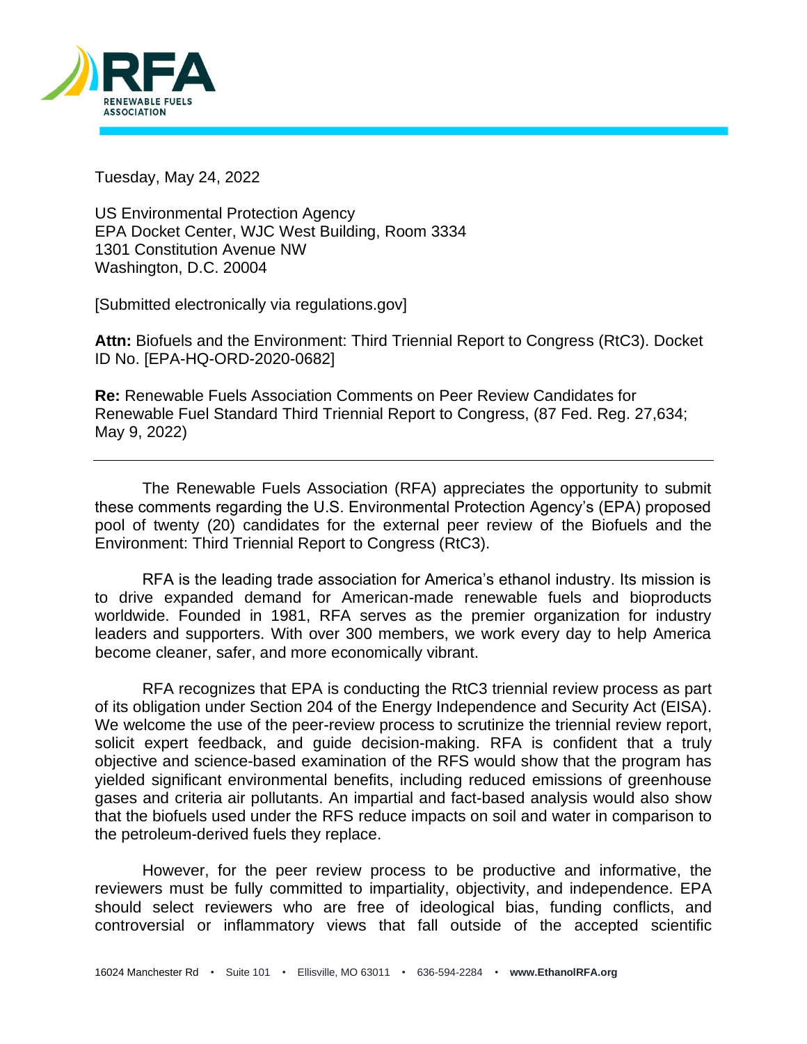Tuesday, May 24, 2022

US Environmental Protection Agency
EPA Docket Center, WJC West Building, Room 3334
1301 Constitution Avenue NW
Washington, D.C. 20004

[Submitted electronically via regulations.gov]

**Attn:** Biofuels and the Environment: Third Triennial Report to Congress (RtC3). Docket ID No. [EPA-HQ-ORD-2020-0682]

**Re:** Renewable Fuels Association Comments on Peer Review Candidates for Renewable Fuel Standard Third Triennial Report to Congress, (87 Fed. Reg. 27,634; May 9, 2022)

---

The Renewable Fuels Association (RFA) appreciates the opportunity to submit these comments regarding the U.S. Environmental Protection Agency's (EPA) proposed pool of twenty (20) candidates for the external peer review of the Biofuels and the Environment: Third Triennial Report to Congress (RtC3).

RFA is the leading trade association for America's ethanol industry. Its mission is to drive expanded demand for American-made renewable fuels and bioproducts worldwide. Founded in 1981, RFA serves as the premier organization for industry leaders and supporters. With over 300 members, we work every day to help America become cleaner, safer, and more economically vibrant.

RFA recognizes that EPA is conducting the RtC3 triennial review process as part of its obligation under Section 204 of the Energy Independence and Security Act (EISA). We welcome the use of the peer-review process to scrutinize the triennial review report, solicit expert feedback, and guide decision-making. RFA is confident that a truly objective and science-based examination of the RFS would show that the program has yielded significant environmental benefits, including reduced emissions of greenhouse gases and criteria air pollutants. An impartial and fact-based analysis would also show that the biofuels used under the RFS reduce impacts on soil and water in comparison to the petroleum-derived fuels they replace.

However, for the peer review process to be productive and informative, the reviewers must be fully committed to impartiality, objectivity, and independence. EPA should select reviewers who are free of ideological bias, funding conflicts, and controversial or inflammatory views that fall outside of the accepted scientific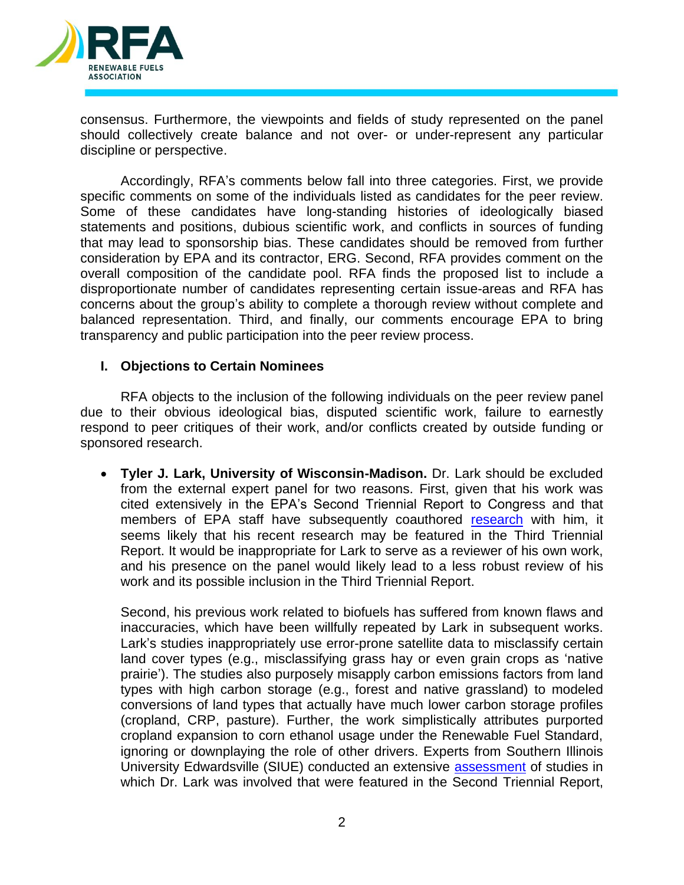consensus. Furthermore, the viewpoints and fields of study represented on the panel should collectively create balance and not over- or under-represent any particular discipline or perspective.

Accordingly, RFA's comments below fall into three categories. First, we provide specific comments on some of the individuals listed as candidates for the peer review. Some of these candidates have long-standing histories of ideologically biased statements and positions, dubious scientific work, and conflicts in sources of funding that may lead to sponsorship bias. These candidates should be removed from further consideration by EPA and its contractor, ERG. Second, RFA provides comment on the overall composition of the candidate pool. RFA finds the proposed list to include a disproportionate number of candidates representing certain issue-areas and RFA has concerns about the group's ability to complete a thorough review without complete and balanced representation. Third, and finally, our comments encourage EPA to bring transparency and public participation into the peer review process.

## I. Objections to Certain Nominees

RFA objects to the inclusion of the following individuals on the peer review panel due to their obvious ideological bias, disputed scientific work, failure to earnestly respond to peer critiques of their work, and/or conflicts created by outside funding or sponsored research.

- **Tyler J. Lark, University of Wisconsin-Madison.** Dr. Lark should be excluded from the external expert panel for two reasons. First, given that his work was cited extensively in the EPA's Second Triennial Report to Congress and that members of EPA staff have subsequently coauthored research with him, it seems likely that his recent research may be featured in the Third Triennial Report. It would be inappropriate for Lark to serve as a reviewer of his own work, and his presence on the panel would likely lead to a less robust review of his work and its possible inclusion in the Third Triennial Report.

  Second, his previous work related to biofuels has suffered from known flaws and inaccuracies, which have been willfully repeated by Lark in subsequent works. Lark's studies inappropriately use error-prone satellite data to misclassify certain land cover types (e.g., misclassifying grass hay or even grain crops as 'native prairie'). The studies also purposely misapply carbon emissions factors from land types with high carbon storage (e.g., forest and native grassland) to modeled conversions of land types that actually have much lower carbon storage profiles (cropland, CRP, pasture). Further, the work simplistically attributes purported cropland expansion to corn ethanol usage under the Renewable Fuel Standard, ignoring or downplaying the role of other drivers. Experts from Southern Illinois University Edwardsville (SIUE) conducted an extensive assessment of studies in which Dr. Lark was involved that were featured in the Second Triennial Report,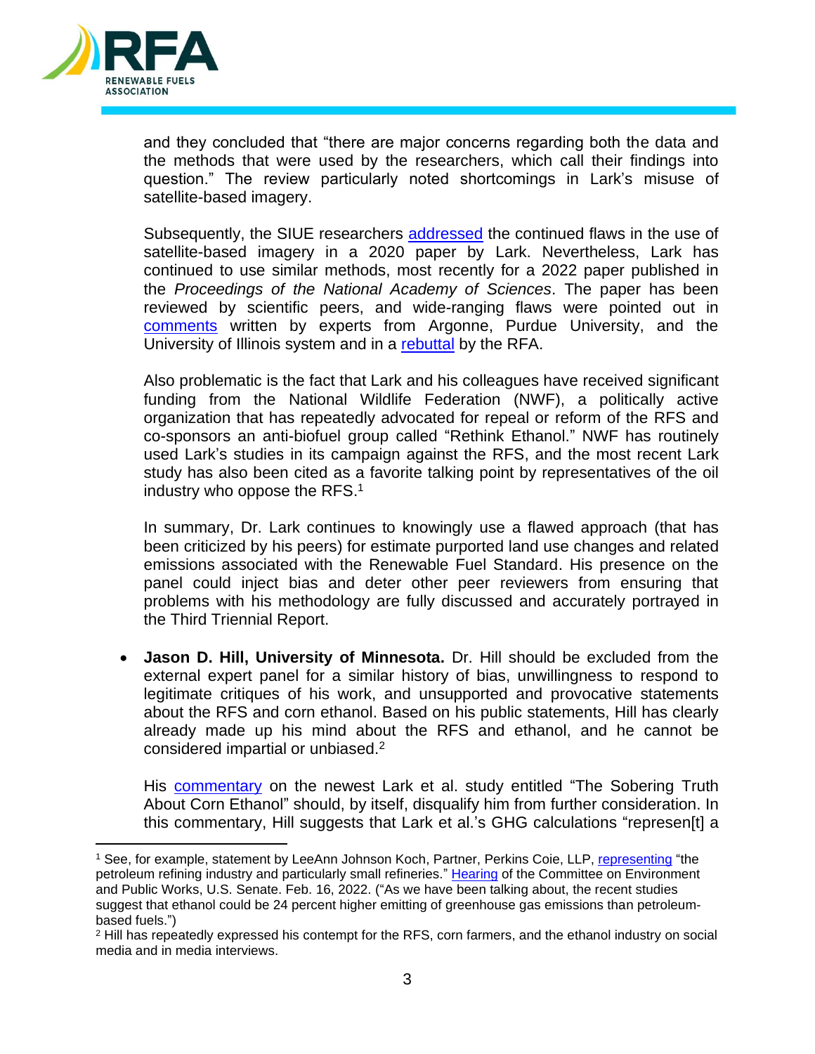and they concluded that "there are major concerns regarding both the data and the methods that were used by the researchers, which call their findings into question." The review particularly noted shortcomings in Lark's misuse of satellite-based imagery.

Subsequently, the SIUE researchers addressed the continued flaws in the use of satellite-based imagery in a 2020 paper by Lark. Nevertheless, Lark has continued to use similar methods, most recently for a 2022 paper published in the *Proceedings of the National Academy of Sciences*. The paper has been reviewed by scientific peers, and wide-ranging flaws were pointed out in comments written by experts from Argonne, Purdue University, and the University of Illinois system and in a rebuttal by the RFA.

Also problematic is the fact that Lark and his colleagues have received significant funding from the National Wildlife Federation (NWF), a politically active organization that has repeatedly advocated for repeal or reform of the RFS and co-sponsors an anti-biofuel group called "Rethink Ethanol." NWF has routinely used Lark's studies in its campaign against the RFS, and the most recent Lark study has also been cited as a favorite talking point by representatives of the oil industry who oppose the RFS.[1]

In summary, Dr. Lark continues to knowingly use a flawed approach (that has been criticized by his peers) for estimate purported land use changes and related emissions associated with the Renewable Fuel Standard. His presence on the panel could inject bias and deter other peer reviewers from ensuring that problems with his methodology are fully discussed and accurately portrayed in the Third Triennial Report.

- **Jason D. Hill, University of Minnesota.** Dr. Hill should be excluded from the external expert panel for a similar history of bias, unwillingness to respond to legitimate critiques of his work, and unsupported and provocative statements about the RFS and corn ethanol. Based on his public statements, Hill has clearly already made up his mind about the RFS and ethanol, and he cannot be considered impartial or unbiased.[2]

  His commentary on the newest Lark et al. study entitled "The Sobering Truth About Corn Ethanol" should, by itself, disqualify him from further consideration. In this commentary, Hill suggests that Lark et al.'s GHG calculations "represen[t] a

---

[1] See, for example, statement by LeeAnn Johnson Koch, Partner, Perkins Coie, LLP, representing "the petroleum refining industry and particularly small refineries." Hearing of the Committee on Environment and Public Works, U.S. Senate. Feb. 16, 2022. ("As we have been talking about, the recent studies suggest that ethanol could be 24 percent higher emitting of greenhouse gas emissions than petroleum-based fuels.")

[2] Hill has repeatedly expressed his contempt for the RFS, corn farmers, and the ethanol industry on social media and in media interviews.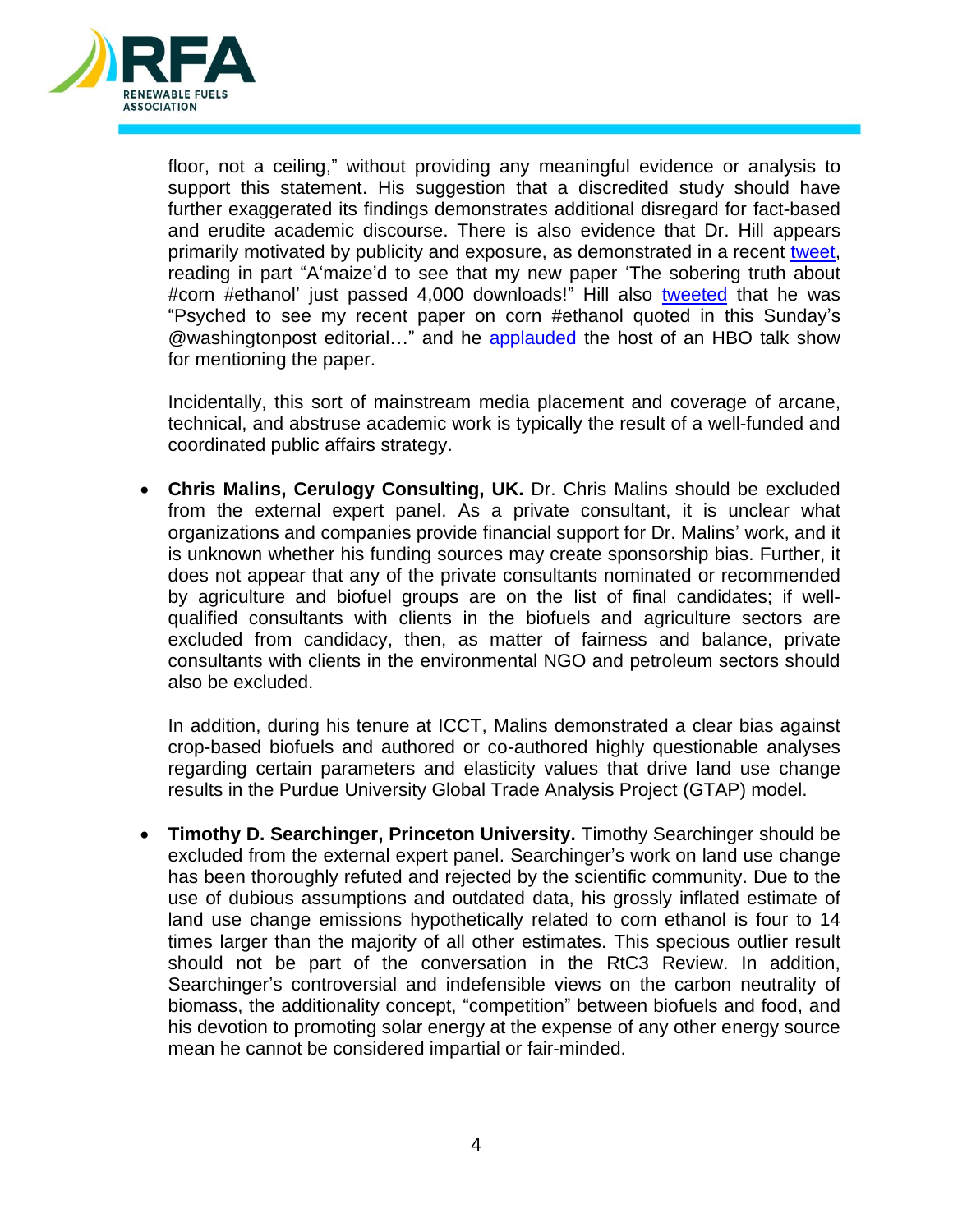floor, not a ceiling," without providing any meaningful evidence or analysis to support this statement. His suggestion that a discredited study should have further exaggerated its findings demonstrates additional disregard for fact-based and erudite academic discourse. There is also evidence that Dr. Hill appears primarily motivated by publicity and exposure, as demonstrated in a recent tweet, reading in part "A'maize'd to see that my new paper 'The sobering truth about #corn #ethanol' just passed 4,000 downloads!" Hill also tweeted that he was "Psyched to see my recent paper on corn #ethanol quoted in this Sunday's @washingtonpost editorial…" and he applauded the host of an HBO talk show for mentioning the paper.

Incidentally, this sort of mainstream media placement and coverage of arcane, technical, and abstruse academic work is typically the result of a well-funded and coordinated public affairs strategy.

- **Chris Malins, Cerulogy Consulting, UK.** Dr. Chris Malins should be excluded from the external expert panel. As a private consultant, it is unclear what organizations and companies provide financial support for Dr. Malins' work, and it is unknown whether his funding sources may create sponsorship bias. Further, it does not appear that any of the private consultants nominated or recommended by agriculture and biofuel groups are on the list of final candidates; if well-qualified consultants with clients in the biofuels and agriculture sectors are excluded from candidacy, then, as matter of fairness and balance, private consultants with clients in the environmental NGO and petroleum sectors should also be excluded.

  In addition, during his tenure at ICCT, Malins demonstrated a clear bias against crop-based biofuels and authored or co-authored highly questionable analyses regarding certain parameters and elasticity values that drive land use change results in the Purdue University Global Trade Analysis Project (GTAP) model.

- **Timothy D. Searchinger, Princeton University.** Timothy Searchinger should be excluded from the external expert panel. Searchinger's work on land use change has been thoroughly refuted and rejected by the scientific community. Due to the use of dubious assumptions and outdated data, his grossly inflated estimate of land use change emissions hypothetically related to corn ethanol is four to 14 times larger than the majority of all other estimates. This specious outlier result should not be part of the conversation in the RtC3 Review. In addition, Searchinger's controversial and indefensible views on the carbon neutrality of biomass, the additionality concept, "competition" between biofuels and food, and his devotion to promoting solar energy at the expense of any other energy source mean he cannot be considered impartial or fair-minded.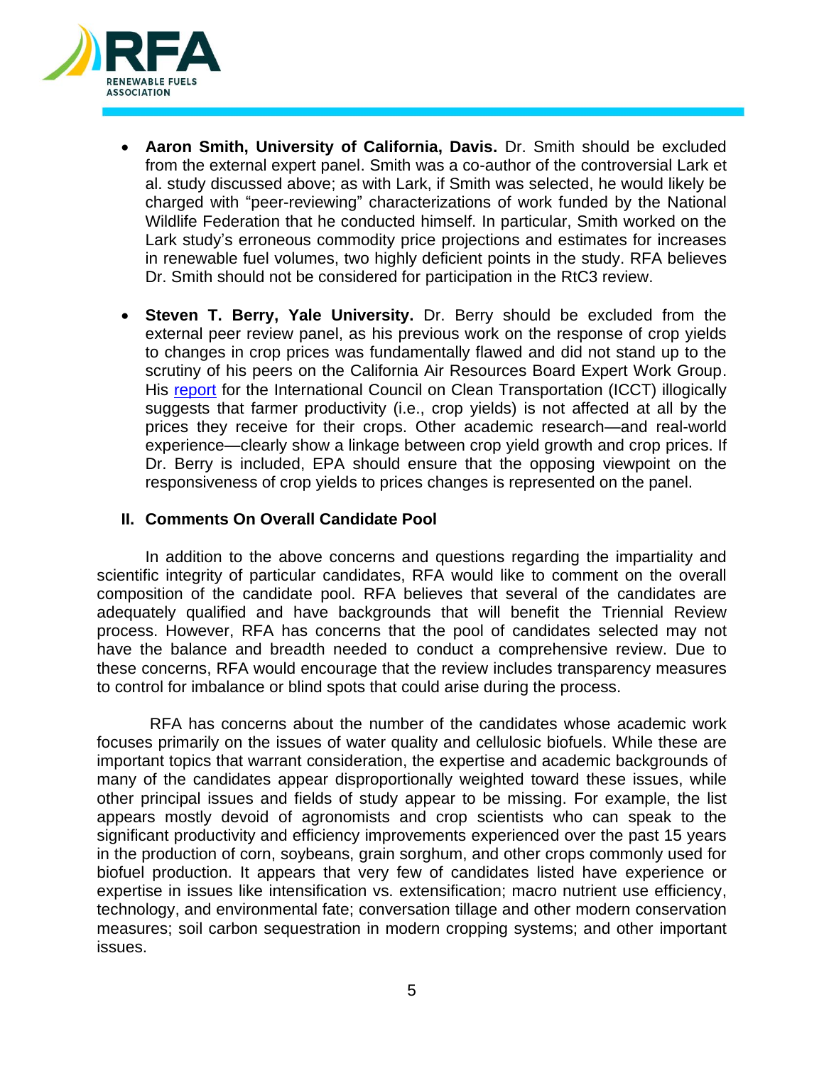- **Aaron Smith, University of California, Davis.** Dr. Smith should be excluded from the external expert panel. Smith was a co-author of the controversial Lark et al. study discussed above; as with Lark, if Smith was selected, he would likely be charged with "peer-reviewing" characterizations of work funded by the National Wildlife Federation that he conducted himself. In particular, Smith worked on the Lark study's erroneous commodity price projections and estimates for increases in renewable fuel volumes, two highly deficient points in the study. RFA believes Dr. Smith should not be considered for participation in the RtC3 review.

- **Steven T. Berry, Yale University.** Dr. Berry should be excluded from the external peer review panel, as his previous work on the response of crop yields to changes in crop prices was fundamentally flawed and did not stand up to the scrutiny of his peers on the California Air Resources Board Expert Work Group. His report for the International Council on Clean Transportation (ICCT) illogically suggests that farmer productivity (i.e., crop yields) is not affected at all by the prices they receive for their crops. Other academic research—and real-world experience—clearly show a linkage between crop yield growth and crop prices. If Dr. Berry is included, EPA should ensure that the opposing viewpoint on the responsiveness of crop yields to prices changes is represented on the panel.

## II. Comments On Overall Candidate Pool

In addition to the above concerns and questions regarding the impartiality and scientific integrity of particular candidates, RFA would like to comment on the overall composition of the candidate pool. RFA believes that several of the candidates are adequately qualified and have backgrounds that will benefit the Triennial Review process. However, RFA has concerns that the pool of candidates selected may not have the balance and breadth needed to conduct a comprehensive review. Due to these concerns, RFA would encourage that the review includes transparency measures to control for imbalance or blind spots that could arise during the process.

RFA has concerns about the number of the candidates whose academic work focuses primarily on the issues of water quality and cellulosic biofuels. While these are important topics that warrant consideration, the expertise and academic backgrounds of many of the candidates appear disproportionally weighted toward these issues, while other principal issues and fields of study appear to be missing. For example, the list appears mostly devoid of agronomists and crop scientists who can speak to the significant productivity and efficiency improvements experienced over the past 15 years in the production of corn, soybeans, grain sorghum, and other crops commonly used for biofuel production. It appears that very few of candidates listed have experience or expertise in issues like intensification vs. extensification; macro nutrient use efficiency, technology, and environmental fate; conversation tillage and other modern conservation measures; soil carbon sequestration in modern cropping systems; and other important issues.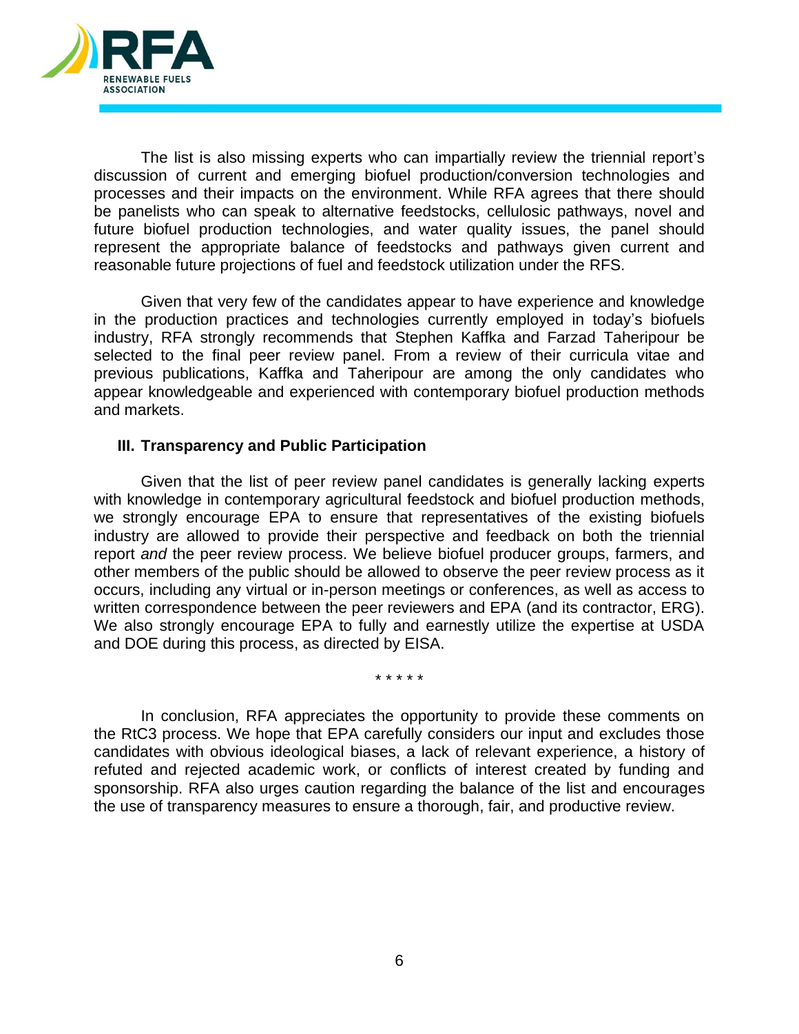The list is also missing experts who can impartially review the triennial report's discussion of current and emerging biofuel production/conversion technologies and processes and their impacts on the environment. While RFA agrees that there should be panelists who can speak to alternative feedstocks, cellulosic pathways, novel and future biofuel production technologies, and water quality issues, the panel should represent the appropriate balance of feedstocks and pathways given current and reasonable future projections of fuel and feedstock utilization under the RFS.

Given that very few of the candidates appear to have experience and knowledge in the production practices and technologies currently employed in today's biofuels industry, RFA strongly recommends that Stephen Kaffka and Farzad Taheripour be selected to the final peer review panel. From a review of their curricula vitae and previous publications, Kaffka and Taheripour are among the only candidates who appear knowledgeable and experienced with contemporary biofuel production methods and markets.

## III. Transparency and Public Participation

Given that the list of peer review panel candidates is generally lacking experts with knowledge in contemporary agricultural feedstock and biofuel production methods, we strongly encourage EPA to ensure that representatives of the existing biofuels industry are allowed to provide their perspective and feedback on both the triennial report *and* the peer review process. We believe biofuel producer groups, farmers, and other members of the public should be allowed to observe the peer review process as it occurs, including any virtual or in-person meetings or conferences, as well as access to written correspondence between the peer reviewers and EPA (and its contractor, ERG). We also strongly encourage EPA to fully and earnestly utilize the expertise at USDA and DOE during this process, as directed by EISA.

\* \* \* \* \*

In conclusion, RFA appreciates the opportunity to provide these comments on the RtC3 process. We hope that EPA carefully considers our input and excludes those candidates with obvious ideological biases, a lack of relevant experience, a history of refuted and rejected academic work, or conflicts of interest created by funding and sponsorship. RFA also urges caution regarding the balance of the list and encourages the use of transparency measures to ensure a thorough, fair, and productive review.